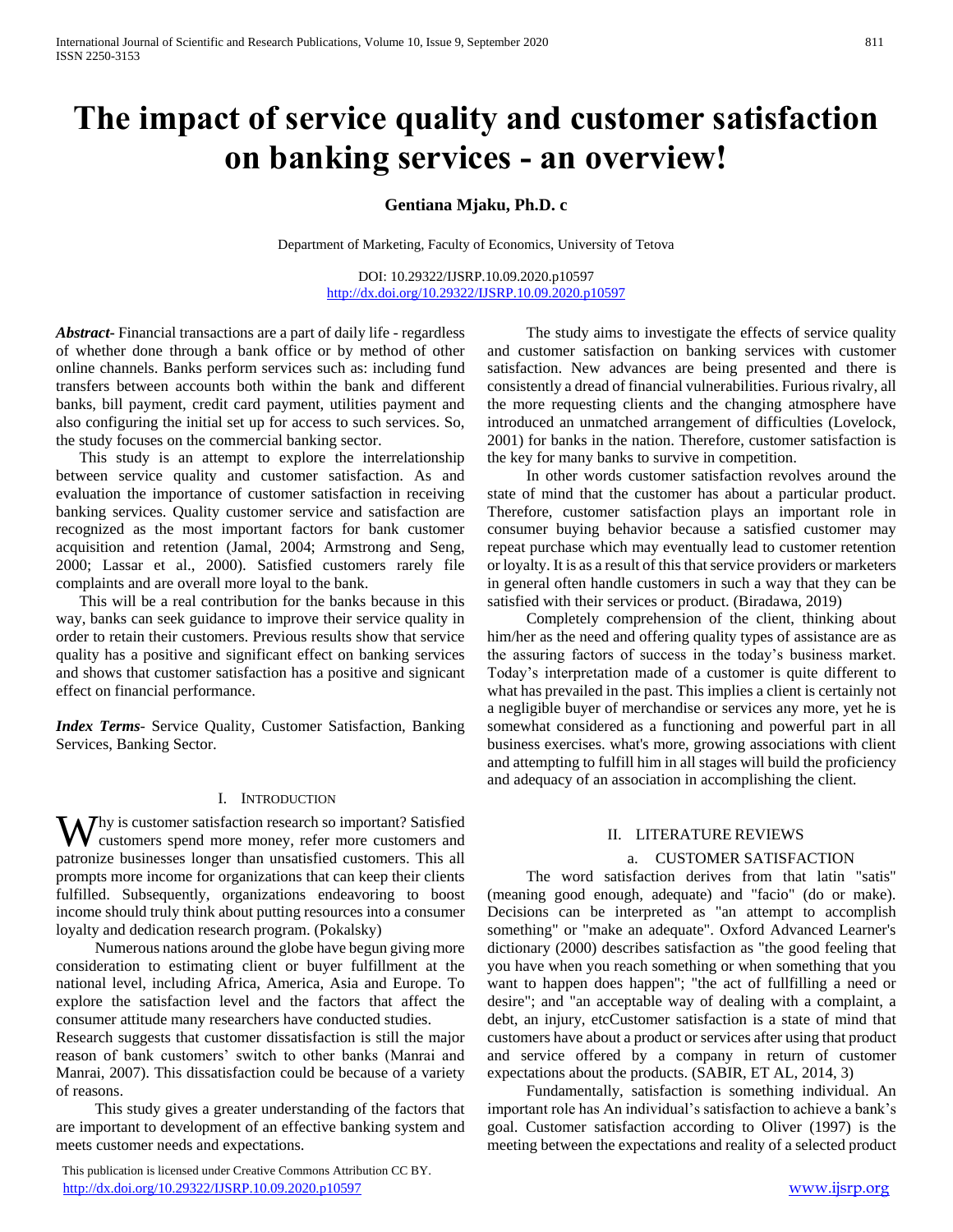# The impact of service quality and customer satisfaction on banking services - an overview!

**Gentiana Mjaku, Ph.D. c**

Department of Marketing, Faculty of Economics, University of Tetova

DOI: 10.29322/IJSRP.10.09.2020.p10597
http://dx.doi.org/10.29322/IJSRP.10.09.2020.p10597

***Abstract***- Financial transactions are a part of daily life - regardless of whether done through a bank office or by method of other online channels. Banks perform services such as: including fund transfers between accounts both within the bank and different banks, bill payment, credit card payment, utilities payment and also configuring the initial set up for access to such services. So, the study focuses on the commercial banking sector.

This study is an attempt to explore the interrelationship between service quality and customer satisfaction. As and evaluation the importance of customer satisfaction in receiving banking services. Quality customer service and satisfaction are recognized as the most important factors for bank customer acquisition and retention (Jamal, 2004; Armstrong and Seng, 2000; Lassar et al., 2000). Satisfied customers rarely file complaints and are overall more loyal to the bank.

This will be a real contribution for the banks because in this way, banks can seek guidance to improve their service quality in order to retain their customers. Previous results show that service quality has a positive and significant effect on banking services and shows that customer satisfaction has a positive and signicant effect on financial performance.

***Index Terms***- Service Quality, Customer Satisfaction, Banking Services, Banking Sector.

## I. Introduction

Why is customer satisfaction research so important? Satisfied customers spend more money, refer more customers and patronize businesses longer than unsatisfied customers. This all prompts more income for organizations that can keep their clients fulfilled. Subsequently, organizations endeavoring to boost income should truly think about putting resources into a consumer loyalty and dedication research program. (Pokalsky)

Numerous nations around the globe have begun giving more consideration to estimating client or buyer fulfillment at the national level, including Africa, America, Asia and Europe. To explore the satisfaction level and the factors that affect the consumer attitude many researchers have conducted studies.

Research suggests that customer dissatisfaction is still the major reason of bank customers' switch to other banks (Manrai and Manrai, 2007). This dissatisfaction could be because of a variety of reasons.

This study gives a greater understanding of the factors that are important to development of an effective banking system and meets customer needs and expectations.

The study aims to investigate the effects of service quality and customer satisfaction on banking services with customer satisfaction. New advances are being presented and there is consistently a dread of financial vulnerabilities. Furious rivalry, all the more requesting clients and the changing atmosphere have introduced an unmatched arrangement of difficulties (Lovelock, 2001) for banks in the nation. Therefore, customer satisfaction is the key for many banks to survive in competition.

In other words customer satisfaction revolves around the state of mind that the customer has about a particular product. Therefore, customer satisfaction plays an important role in consumer buying behavior because a satisfied customer may repeat purchase which may eventually lead to customer retention or loyalty. It is as a result of this that service providers or marketers in general often handle customers in such a way that they can be satisfied with their services or product. (Biradawa, 2019)

Completely comprehension of the client, thinking about him/her as the need and offering quality types of assistance are as the assuring factors of success in the today's business market. Today's interpretation made of a customer is quite different to what has prevailed in the past. This implies a client is certainly not a negligible buyer of merchandise or services any more, yet he is somewhat considered as a functioning and powerful part in all business exercises. what's more, growing associations with client and attempting to fulfill him in all stages will build the proficiency and adequacy of an association in accomplishing the client.

## II. LITERATURE REVIEWS

### a. CUSTOMER SATISFACTION

The word satisfaction derives from that latin "satis" (meaning good enough, adequate) and "facio" (do or make). Decisions can be interpreted as "an attempt to accomplish something" or "make an adequate". Oxford Advanced Learner's dictionary (2000) describes satisfaction as "the good feeling that you have when you reach something or when something that you want to happen does happen"; "the act of fullfilling a need or desire"; and "an acceptable way of dealing with a complaint, a debt, an injury, etcCustomer satisfaction is a state of mind that customers have about a product or services after using that product and service offered by a company in return of customer expectations about the products. (SABIR, ET AL, 2014, 3)

Fundamentally, satisfaction is something individual. An important role has An individual's satisfaction to achieve a bank's goal. Customer satisfaction according to Oliver (1997) is the meeting between the expectations and reality of a selected product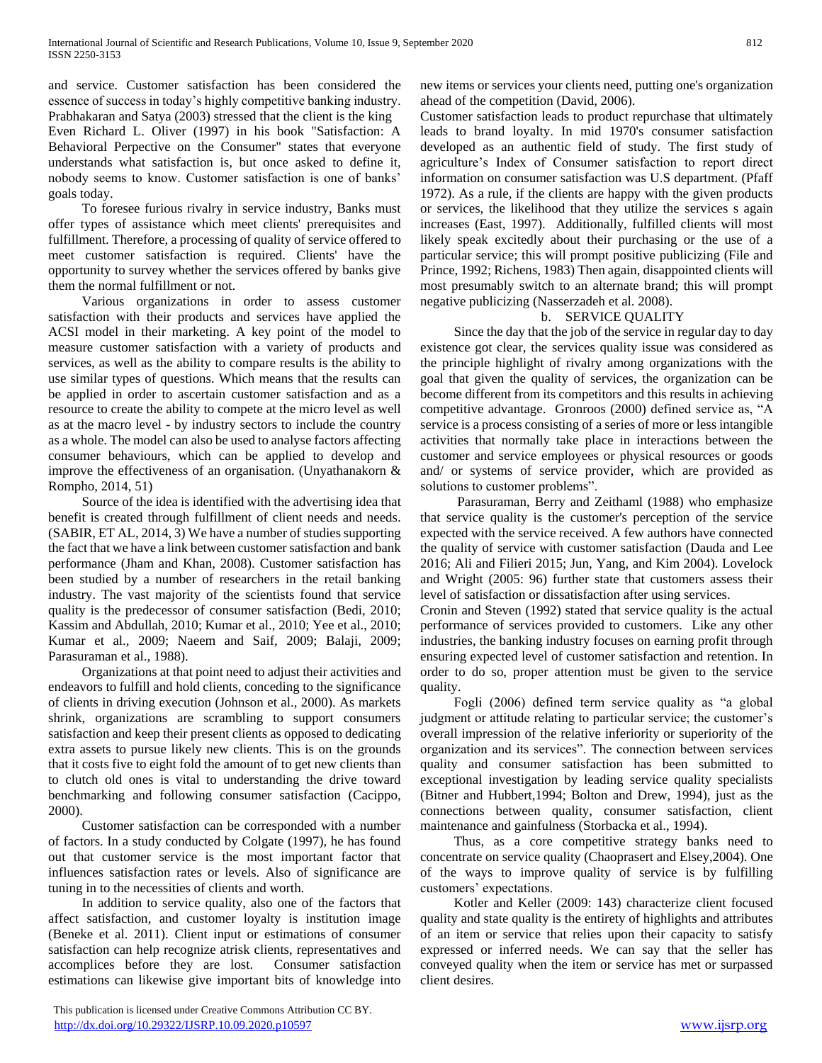and service. Customer satisfaction has been considered the essence of success in today's highly competitive banking industry. Prabhakaran and Satya (2003) stressed that the client is the king

Even Richard L. Oliver (1997) in his book "Satisfaction: A Behavioral Perpective on the Consumer" states that everyone understands what satisfaction is, but once asked to define it, nobody seems to know. Customer satisfaction is one of banks' goals today.

To foresee furious rivalry in service industry, Banks must offer types of assistance which meet clients' prerequisites and fulfillment. Therefore, a processing of quality of service offered to meet customer satisfaction is required. Clients' have the opportunity to survey whether the services offered by banks give them the normal fulfillment or not.

Various organizations in order to assess customer satisfaction with their products and services have applied the ACSI model in their marketing. A key point of the model to measure customer satisfaction with a variety of products and services, as well as the ability to compare results is the ability to use similar types of questions. Which means that the results can be applied in order to ascertain customer satisfaction and as a resource to create the ability to compete at the micro level as well as at the macro level - by industry sectors to include the country as a whole. The model can also be used to analyse factors affecting consumer behaviours, which can be applied to develop and improve the effectiveness of an organisation. (Unyathanakorn & Rompho, 2014, 51)

Source of the idea is identified with the advertising idea that benefit is created through fulfillment of client needs and needs. (SABIR, ET AL, 2014, 3) We have a number of studies supporting the fact that we have a link between customer satisfaction and bank performance (Jham and Khan, 2008). Customer satisfaction has been studied by a number of researchers in the retail banking industry. The vast majority of the scientists found that service quality is the predecessor of consumer satisfaction (Bedi, 2010; Kassim and Abdullah, 2010; Kumar et al., 2010; Yee et al., 2010; Kumar et al., 2009; Naeem and Saif, 2009; Balaji, 2009; Parasuraman et al., 1988).

Organizations at that point need to adjust their activities and endeavors to fulfill and hold clients, conceding to the significance of clients in driving execution (Johnson et al., 2000). As markets shrink, organizations are scrambling to support consumers satisfaction and keep their present clients as opposed to dedicating extra assets to pursue likely new clients. This is on the grounds that it costs five to eight fold the amount of to get new clients than to clutch old ones is vital to understanding the drive toward benchmarking and following consumer satisfaction (Cacippo, 2000).

Customer satisfaction can be corresponded with a number of factors. In a study conducted by Colgate (1997), he has found out that customer service is the most important factor that influences satisfaction rates or levels. Also of significance are tuning in to the necessities of clients and worth.

In addition to service quality, also one of the factors that affect satisfaction, and customer loyalty is institution image (Beneke et al. 2011). Client input or estimations of consumer satisfaction can help recognize atrisk clients, representatives and accomplices before they are lost. Consumer satisfaction estimations can likewise give important bits of knowledge into new items or services your clients need, putting one's organization ahead of the competition (David, 2006).

Customer satisfaction leads to product repurchase that ultimately leads to brand loyalty. In mid 1970's consumer satisfaction developed as an authentic field of study. The first study of agriculture's Index of Consumer satisfaction to report direct information on consumer satisfaction was U.S department. (Pfaff 1972). As a rule, if the clients are happy with the given products or services, the likelihood that they utilize the services s again increases (East, 1997). Additionally, fulfilled clients will most likely speak excitedly about their purchasing or the use of a particular service; this will prompt positive publicizing (File and Prince, 1992; Richens, 1983) Then again, disappointed clients will most presumably switch to an alternate brand; this will prompt negative publicizing (Nasserzadeh et al. 2008).

## b. SERVICE QUALITY

Since the day that the job of the service in regular day to day existence got clear, the services quality issue was considered as the principle highlight of rivalry among organizations with the goal that given the quality of services, the organization can be become different from its competitors and this results in achieving competitive advantage. Gronroos (2000) defined service as, "A service is a process consisting of a series of more or less intangible activities that normally take place in interactions between the customer and service employees or physical resources or goods and/ or systems of service provider, which are provided as solutions to customer problems".

Parasuraman, Berry and Zeithaml (1988) who emphasize that service quality is the customer's perception of the service expected with the service received. A few authors have connected the quality of service with customer satisfaction (Dauda and Lee 2016; Ali and Filieri 2015; Jun, Yang, and Kim 2004). Lovelock and Wright (2005: 96) further state that customers assess their level of satisfaction or dissatisfaction after using services.

Cronin and Steven (1992) stated that service quality is the actual performance of services provided to customers. Like any other industries, the banking industry focuses on earning profit through ensuring expected level of customer satisfaction and retention. In order to do so, proper attention must be given to the service quality.

Fogli (2006) defined term service quality as "a global judgment or attitude relating to particular service; the customer's overall impression of the relative inferiority or superiority of the organization and its services". The connection between services quality and consumer satisfaction has been submitted to exceptional investigation by leading service quality specialists (Bitner and Hubbert,1994; Bolton and Drew, 1994), just as the connections between quality, consumer satisfaction, client maintenance and gainfulness (Storbacka et al., 1994).

Thus, as a core competitive strategy banks need to concentrate on service quality (Chaoprasert and Elsey,2004). One of the ways to improve quality of service is by fulfilling customers' expectations.

Kotler and Keller (2009: 143) characterize client focused quality and state quality is the entirety of highlights and attributes of an item or service that relies upon their capacity to satisfy expressed or inferred needs. We can say that the seller has conveyed quality when the item or service has met or surpassed client desires.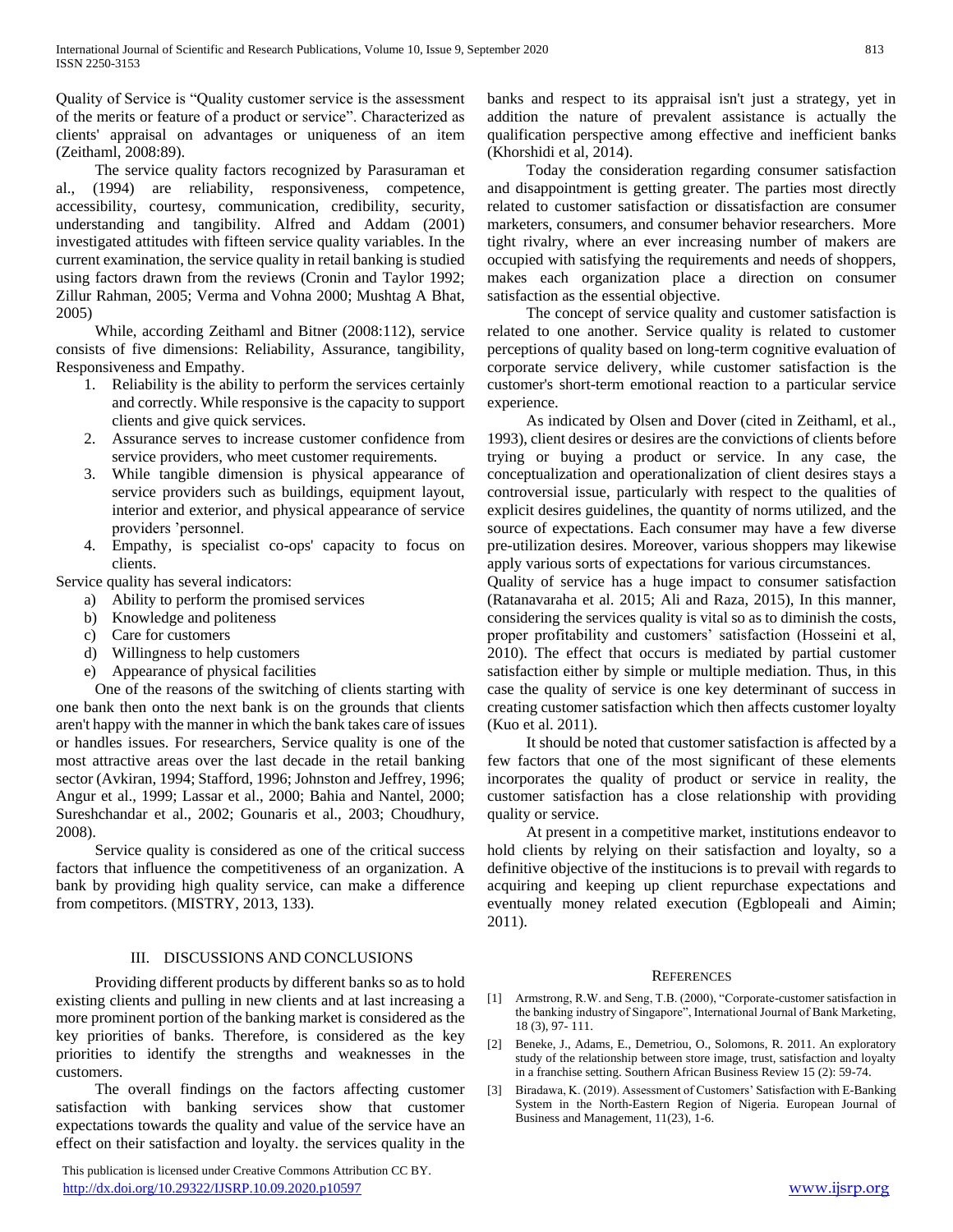Quality of Service is "Quality customer service is the assessment of the merits or feature of a product or service". Characterized as clients' appraisal on advantages or uniqueness of an item (Zeithaml, 2008:89).

The service quality factors recognized by Parasuraman et al., (1994) are reliability, responsiveness, competence, accessibility, courtesy, communication, credibility, security, understanding and tangibility. Alfred and Addam (2001) investigated attitudes with fifteen service quality variables. In the current examination, the service quality in retail banking is studied using factors drawn from the reviews (Cronin and Taylor 1992; Zillur Rahman, 2005; Verma and Vohna 2000; Mushtag A Bhat, 2005)

While, according Zeithaml and Bitner (2008:112), service consists of five dimensions: Reliability, Assurance, tangibility, Responsiveness and Empathy.

1. Reliability is the ability to perform the services certainly and correctly. While responsive is the capacity to support clients and give quick services.
2. Assurance serves to increase customer confidence from service providers, who meet customer requirements.
3. While tangible dimension is physical appearance of service providers such as buildings, equipment layout, interior and exterior, and physical appearance of service providers 'personnel.
4. Empathy, is specialist co-ops' capacity to focus on clients.

Service quality has several indicators:

a) Ability to perform the promised services
b) Knowledge and politeness
c) Care for customers
d) Willingness to help customers
e) Appearance of physical facilities

One of the reasons of the switching of clients starting with one bank then onto the next bank is on the grounds that clients aren't happy with the manner in which the bank takes care of issues or handles issues. For researchers, Service quality is one of the most attractive areas over the last decade in the retail banking sector (Avkiran, 1994; Stafford, 1996; Johnston and Jeffrey, 1996; Angur et al., 1999; Lassar et al., 2000; Bahia and Nantel, 2000; Sureshchandar et al., 2002; Gounaris et al., 2003; Choudhury, 2008).

Service quality is considered as one of the critical success factors that influence the competitiveness of an organization. A bank by providing high quality service, can make a difference from competitors. (MISTRY, 2013, 133).

## III. DISCUSSIONS AND CONCLUSIONS

Providing different products by different banks so as to hold existing clients and pulling in new clients and at last increasing a more prominent portion of the banking market is considered as the key priorities of banks. Therefore, is considered as the key priorities to identify the strengths and weaknesses in the customers.

The overall findings on the factors affecting customer satisfaction with banking services show that customer expectations towards the quality and value of the service have an effect on their satisfaction and loyalty. the services quality in the banks and respect to its appraisal isn't just a strategy, yet in addition the nature of prevalent assistance is actually the qualification perspective among effective and inefficient banks (Khorshidi et al, 2014).

Today the consideration regarding consumer satisfaction and disappointment is getting greater. The parties most directly related to customer satisfaction or dissatisfaction are consumer marketers, consumers, and consumer behavior researchers. More tight rivalry, where an ever increasing number of makers are occupied with satisfying the requirements and needs of shoppers, makes each organization place a direction on consumer satisfaction as the essential objective.

The concept of service quality and customer satisfaction is related to one another. Service quality is related to customer perceptions of quality based on long-term cognitive evaluation of corporate service delivery, while customer satisfaction is the customer's short-term emotional reaction to a particular service experience.

As indicated by Olsen and Dover (cited in Zeithaml, et al., 1993), client desires or desires are the convictions of clients before trying or buying a product or service. In any case, the conceptualization and operationalization of client desires stays a controversial issue, particularly with respect to the qualities of explicit desires guidelines, the quantity of norms utilized, and the source of expectations. Each consumer may have a few diverse pre-utilization desires. Moreover, various shoppers may likewise apply various sorts of expectations for various circumstances.

Quality of service has a huge impact to consumer satisfaction (Ratanavaraha et al. 2015; Ali and Raza, 2015), In this manner, considering the services quality is vital so as to diminish the costs, proper profitability and customers' satisfaction (Hosseini et al, 2010). The effect that occurs is mediated by partial customer satisfaction either by simple or multiple mediation. Thus, in this case the quality of service is one key determinant of success in creating customer satisfaction which then affects customer loyalty (Kuo et al. 2011).

It should be noted that customer satisfaction is affected by a few factors that one of the most significant of these elements incorporates the quality of product or service in reality, the customer satisfaction has a close relationship with providing quality or service.

At present in a competitive market, institutions endeavor to hold clients by relying on their satisfaction and loyalty, so a definitive objective of the institucions is to prevail with regards to acquiring and keeping up client repurchase expectations and eventually money related execution (Egblopeali and Aimin; 2011).

## REFERENCES

[1] Armstrong, R.W. and Seng, T.B. (2000), "Corporate-customer satisfaction in the banking industry of Singapore", International Journal of Bank Marketing, 18 (3), 97- 111.

[2] Beneke, J., Adams, E., Demetriou, O., Solomons, R. 2011. An exploratory study of the relationship between store image, trust, satisfaction and loyalty in a franchise setting. Southern African Business Review 15 (2): 59-74.

[3] Biradawa, K. (2019). Assessment of Customers' Satisfaction with E-Banking System in the North-Eastern Region of Nigeria. European Journal of Business and Management, 11(23), 1-6.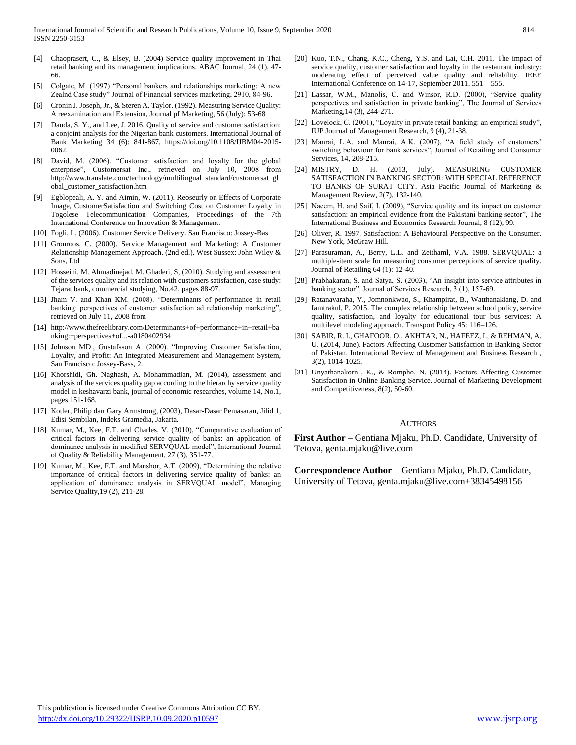[4] Chaoprasert, C., & Elsey, B. (2004) Service quality improvement in Thai retail banking and its management implications. ABAC Journal, 24 (1), 47-66.

[5] Colgate, M. (1997) "Personal bankers and relationships marketing: A new Zealnd Case study" Journal of Financial services marketing, 2910, 84-96.

[6] Cronin J. Joseph, Jr., & Steren A. Taylor. (1992). Measuring Service Quality: A reexamination and Extension, Journal pf Marketing, 56 (July): 53-68

[7] Dauda, S. Y., and Lee, J. 2016. Quality of service and customer satisfaction: a conjoint analysis for the Nigerian bank customers. International Journal of Bank Marketing 34 (6): 841-867, https://doi.org/10.1108/IJBM04-2015-0062.

[8] David, M. (2006). "Customer satisfaction and loyalty for the global enterprise", Customersat Inc., retrieved on July 10, 2008 from http://www.translate.com/technology/multilingual_standard/customersat_global_customer_satisfaction.htm

[9] Egblopeali, A. Y. and Aimin, W. (2011). Reoseurly on Effects of Corporate Image, CustomerSatisfaction and Switching Cost on Customer Loyalty in Togolese Telecommunication Companies, Proceedings of the 7th International Conference on Innovation & Management.

[10] Fogli, L. (2006). Customer Service Delivery. San Francisco: Jossey-Bas

[11] Gronroos, C. (2000). Service Management and Marketing: A Customer Relationship Management Approach. (2nd ed.). West Sussex: John Wiley & Sons, Ltd

[12] Hosseini, M. Ahmadinejad, M. Ghaderi, S, (2010). Studying and assessment of the services quality and its relation with customers satisfaction, case study: Tejarat bank, commercial studying, No.42, pages 88-97.

[13] Jham V. and Khan KM. (2008). "Determinants of performance in retail banking: perspectives of customer satisfaction ad relationship marketing", retrieved on July 11, 2008 from

[14] http://www.thefreelibrary.com/Determinants+of+performance+in+retail+banking:+perspectives+of...-a0180402934

[15] Johnson MD., Gustafsson A. (2000). "Improving Customer Satisfaction, Loyalty, and Profit: An Integrated Measurement and Management System, San Francisco: Jossey-Bass, 2.

[16] Khorshidi, Gh. Naghash, A. Mohammadian, M. (2014), assessment and analysis of the services quality gap according to the hierarchy service quality model in keshavarzi bank, journal of economic researches, volume 14, No.1, pages 151-168.

[17] Kotler, Philip dan Gary Armstrong, (2003), Dasar-Dasar Pemasaran, Jilid 1, Edisi Sembilan, Indeks Gramedia, Jakarta.

[18] Kumar, M., Kee, F.T. and Charles, V. (2010), "Comparative evaluation of critical factors in delivering service quality of banks: an application of dominance analysis in modified SERVQUAL model", International Journal of Quality & Reliability Management, 27 (3), 351-77.

[19] Kumar, M., Kee, F.T. and Manshor, A.T. (2009), "Determining the relative importance of critical factors in delivering service quality of banks: an application of dominance analysis in SERVQUAL model", Managing Service Quality,19 (2), 211-28.

[20] Kuo, T.N., Chang, K.C., Cheng, Y.S. and Lai, C.H. 2011. The impact of service quality, customer satisfaction and loyalty in the restaurant industry: moderating effect of perceived value quality and reliability. IEEE International Conference on 14-17, September 2011. 551 – 555.

[21] Lassar, W.M., Manolis, C. and Winsor, R.D. (2000), "Service quality perspectives and satisfaction in private banking", The Journal of Services Marketing,14 (3), 244-271.

[22] Lovelock, C. (2001), "Loyalty in private retail banking: an empirical study", IUP Journal of Management Research, 9 (4), 21-38.

[23] Manrai, L.A. and Manrai, A.K. (2007), "A field study of customers' switching behaviour for bank services", Journal of Retailing and Consumer Services, 14, 208-215.

[24] MISTRY, D. H. (2013, July). MEASURING CUSTOMER SATISFACTION IN BANKING SECTOR: WITH SPECIAL REFERENCE TO BANKS OF SURAT CITY. Asia Pacific Journal of Marketing & Management Review, 2(7), 132-140.

[25] Naeem, H. and Saif, I. (2009), "Service quality and its impact on customer satisfaction: an empirical evidence from the Pakistani banking sector", The International Business and Economics Research Journal, 8 (12), 99.

[26] Oliver, R. 1997. Satisfaction: A Behavioural Perspective on the Consumer. New York, McGraw Hill.

[27] Parasuraman, A., Berry, L.L. and Zeithaml, V.A. 1988. SERVQUAL: a multiple-item scale for measuring consumer perceptions of service quality. Journal of Retailing 64 (1): 12-40.

[28] Prabhakaran, S. and Satya, S. (2003), "An insight into service attributes in banking sector", Journal of Services Research, 3 (1), 157-69.

[29] Ratanavaraha, V., Jomnonkwao, S., Khampirat, B., Watthanaklang, D. and Iamtrakul, P. 2015. The complex relationship between school policy, service quality, satisfaction, and loyalty for educational tour bus services: A multilevel modeling approach. Transport Policy 45: 116–126.

[30] SABIR, R. I., GHAFOOR, O., AKHTAR, N., HAFEEZ, I., & REHMAN, A. U. (2014, June). Factors Affecting Customer Satisfaction in Banking Sector of Pakistan. International Review of Management and Business Research , 3(2), 1014-1025.

[31] Unyathanakorn , K., & Rompho, N. (2014). Factors Affecting Customer Satisfaction in Online Banking Service. Journal of Marketing Development and Competitiveness, 8(2), 50-60.

## AUTHORS

**First Author** – Gentiana Mjaku, Ph.D. Candidate, University of Tetova, genta.mjaku@live.com

**Correspondence Author** – Gentiana Mjaku, Ph.D. Candidate, University of Tetova, genta.mjaku@live.com+38345498156